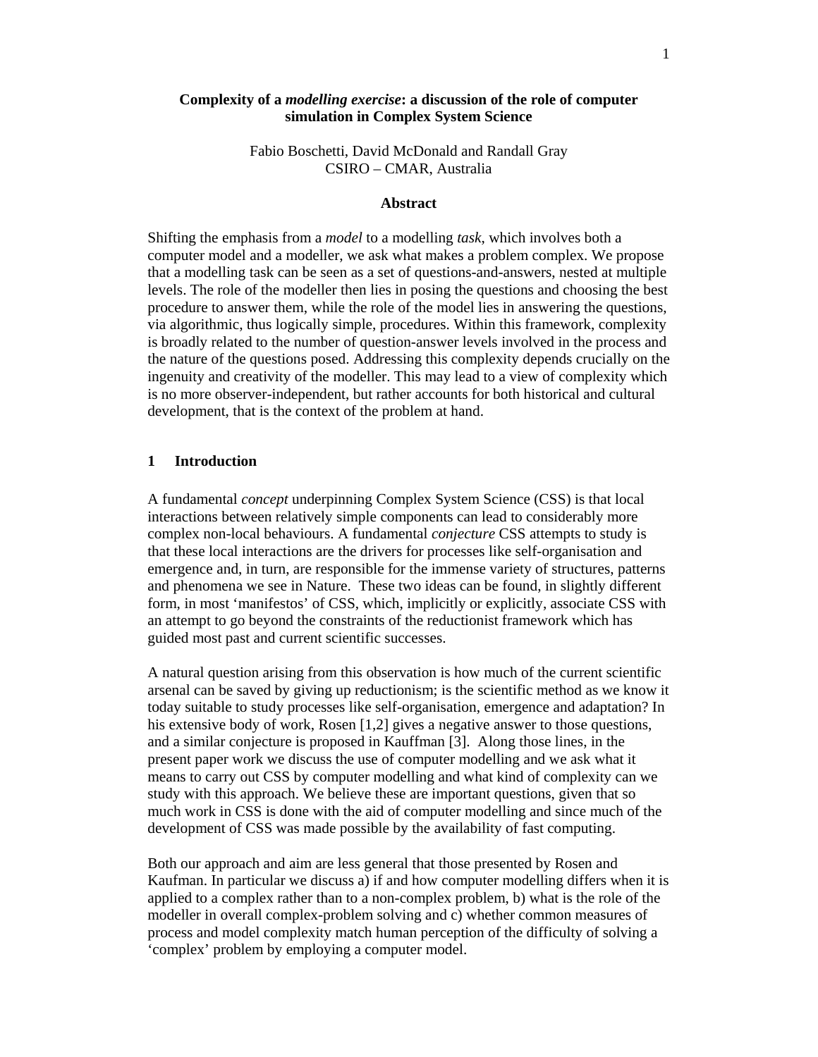# Complexity of a *modelling exercise*: a discussion of the role of computer simulation in Complex System Science

Fabio Boschetti, David McDonald and Randall Gray
CSIRO – CMAR, Australia

## Abstract

Shifting the emphasis from a *model* to a modelling *task*, which involves both a computer model and a modeller, we ask what makes a problem complex. We propose that a modelling task can be seen as a set of questions-and-answers, nested at multiple levels. The role of the modeller then lies in posing the questions and choosing the best procedure to answer them, while the role of the model lies in answering the questions, via algorithmic, thus logically simple, procedures. Within this framework, complexity is broadly related to the number of question-answer levels involved in the process and the nature of the questions posed. Addressing this complexity depends crucially on the ingenuity and creativity of the modeller. This may lead to a view of complexity which is no more observer-independent, but rather accounts for both historical and cultural development, that is the context of the problem at hand.

## 1 Introduction

A fundamental *concept* underpinning Complex System Science (CSS) is that local interactions between relatively simple components can lead to considerably more complex non-local behaviours. A fundamental *conjecture* CSS attempts to study is that these local interactions are the drivers for processes like self-organisation and emergence and, in turn, are responsible for the immense variety of structures, patterns and phenomena we see in Nature. These two ideas can be found, in slightly different form, in most 'manifestos' of CSS, which, implicitly or explicitly, associate CSS with an attempt to go beyond the constraints of the reductionist framework which has guided most past and current scientific successes.

A natural question arising from this observation is how much of the current scientific arsenal can be saved by giving up reductionism; is the scientific method as we know it today suitable to study processes like self-organisation, emergence and adaptation? In his extensive body of work, Rosen [1,2] gives a negative answer to those questions, and a similar conjecture is proposed in Kauffman [3]. Along those lines, in the present paper work we discuss the use of computer modelling and we ask what it means to carry out CSS by computer modelling and what kind of complexity can we study with this approach. We believe these are important questions, given that so much work in CSS is done with the aid of computer modelling and since much of the development of CSS was made possible by the availability of fast computing.

Both our approach and aim are less general that those presented by Rosen and Kaufman. In particular we discuss a) if and how computer modelling differs when it is applied to a complex rather than to a non-complex problem, b) what is the role of the modeller in overall complex-problem solving and c) whether common measures of process and model complexity match human perception of the difficulty of solving a 'complex' problem by employing a computer model.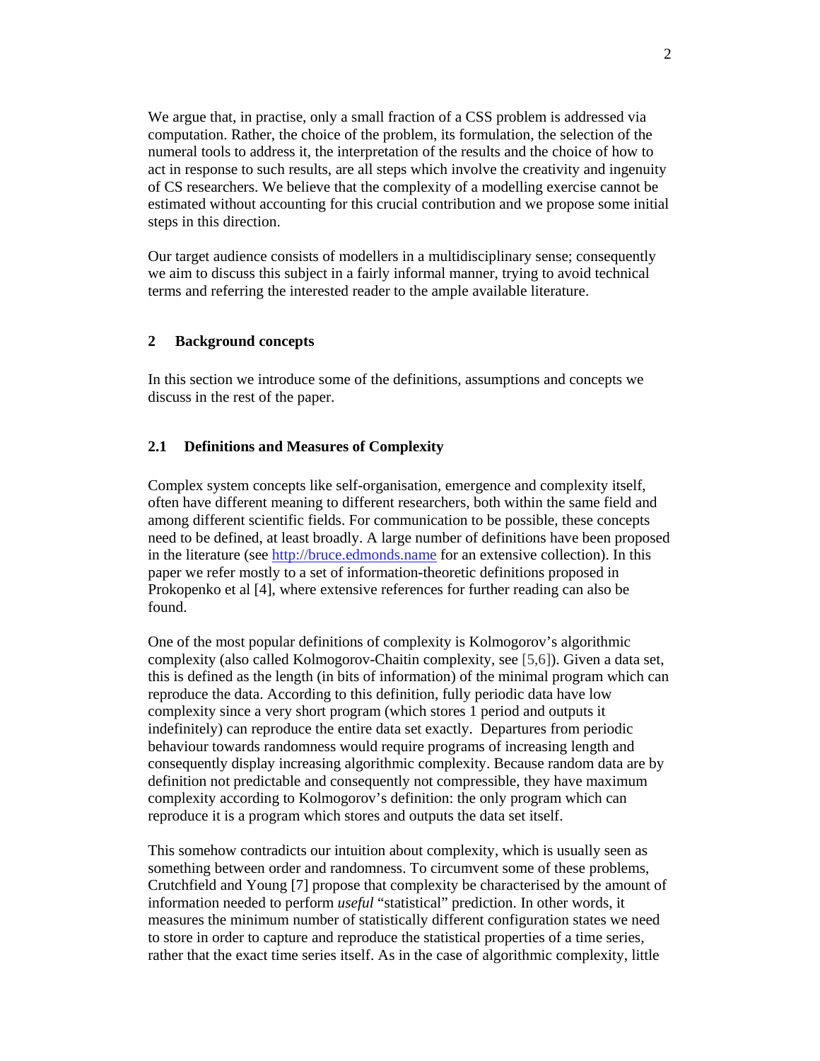We argue that, in practise, only a small fraction of a CSS problem is addressed via computation. Rather, the choice of the problem, its formulation, the selection of the numeral tools to address it, the interpretation of the results and the choice of how to act in response to such results, are all steps which involve the creativity and ingenuity of CS researchers. We believe that the complexity of a modelling exercise cannot be estimated without accounting for this crucial contribution and we propose some initial steps in this direction.

Our target audience consists of modellers in a multidisciplinary sense; consequently we aim to discuss this subject in a fairly informal manner, trying to avoid technical terms and referring the interested reader to the ample available literature.

## 2 Background concepts

In this section we introduce some of the definitions, assumptions and concepts we discuss in the rest of the paper.

### 2.1 Definitions and Measures of Complexity

Complex system concepts like self-organisation, emergence and complexity itself, often have different meaning to different researchers, both within the same field and among different scientific fields. For communication to be possible, these concepts need to be defined, at least broadly. A large number of definitions have been proposed in the literature (see http://bruce.edmonds.name for an extensive collection). In this paper we refer mostly to a set of information-theoretic definitions proposed in Prokopenko et al [4], where extensive references for further reading can also be found.

One of the most popular definitions of complexity is Kolmogorov's algorithmic complexity (also called Kolmogorov-Chaitin complexity, see [5,6]). Given a data set, this is defined as the length (in bits of information) of the minimal program which can reproduce the data. According to this definition, fully periodic data have low complexity since a very short program (which stores 1 period and outputs it indefinitely) can reproduce the entire data set exactly. Departures from periodic behaviour towards randomness would require programs of increasing length and consequently display increasing algorithmic complexity. Because random data are by definition not predictable and consequently not compressible, they have maximum complexity according to Kolmogorov's definition: the only program which can reproduce it is a program which stores and outputs the data set itself.

This somehow contradicts our intuition about complexity, which is usually seen as something between order and randomness. To circumvent some of these problems, Crutchfield and Young [7] propose that complexity be characterised by the amount of information needed to perform *useful* "statistical" prediction. In other words, it measures the minimum number of statistically different configuration states we need to store in order to capture and reproduce the statistical properties of a time series, rather that the exact time series itself. As in the case of algorithmic complexity, little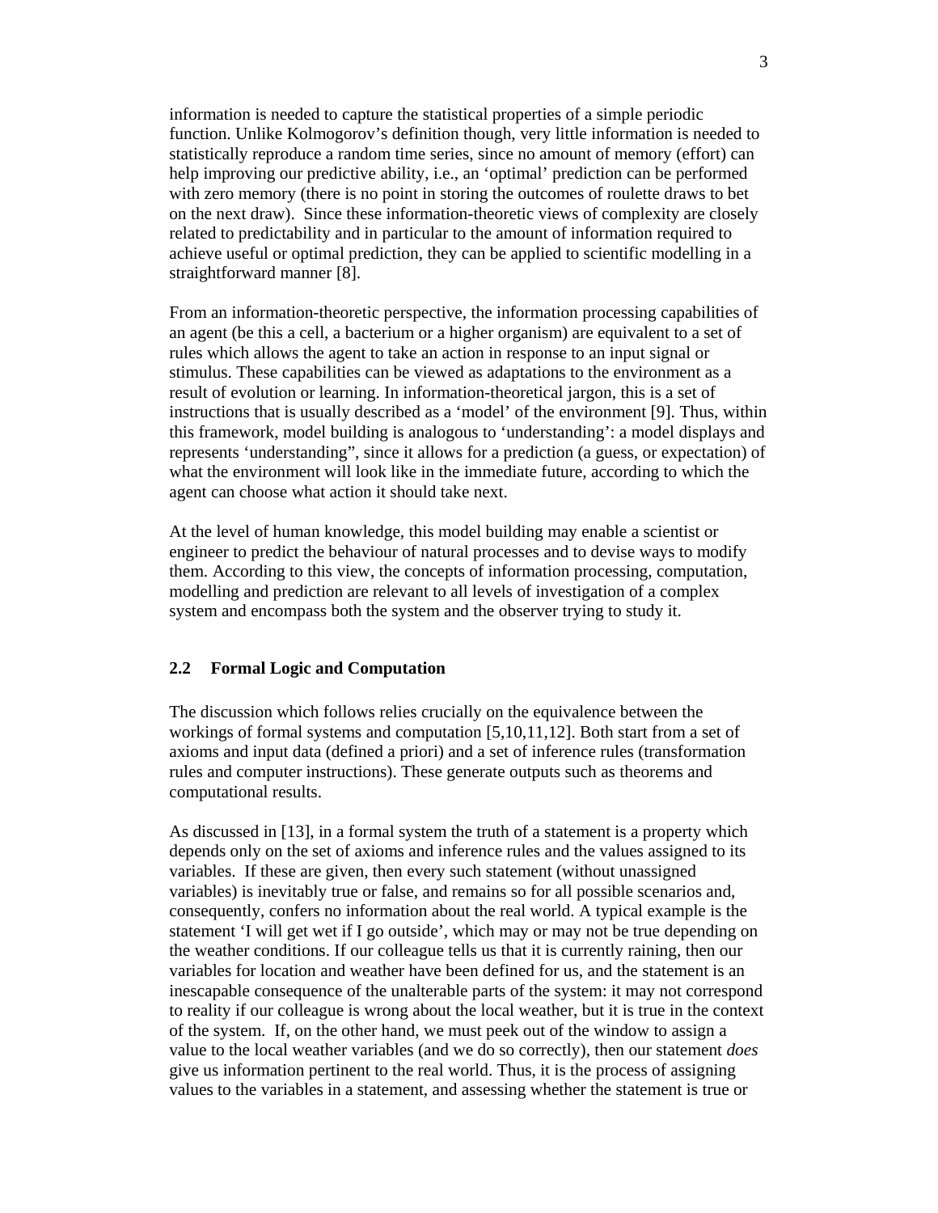information is needed to capture the statistical properties of a simple periodic function. Unlike Kolmogorov's definition though, very little information is needed to statistically reproduce a random time series, since no amount of memory (effort) can help improving our predictive ability, i.e., an 'optimal' prediction can be performed with zero memory (there is no point in storing the outcomes of roulette draws to bet on the next draw). Since these information-theoretic views of complexity are closely related to predictability and in particular to the amount of information required to achieve useful or optimal prediction, they can be applied to scientific modelling in a straightforward manner [8].

From an information-theoretic perspective, the information processing capabilities of an agent (be this a cell, a bacterium or a higher organism) are equivalent to a set of rules which allows the agent to take an action in response to an input signal or stimulus. These capabilities can be viewed as adaptations to the environment as a result of evolution or learning. In information-theoretical jargon, this is a set of instructions that is usually described as a 'model' of the environment [9]. Thus, within this framework, model building is analogous to 'understanding': a model displays and represents 'understanding", since it allows for a prediction (a guess, or expectation) of what the environment will look like in the immediate future, according to which the agent can choose what action it should take next.

At the level of human knowledge, this model building may enable a scientist or engineer to predict the behaviour of natural processes and to devise ways to modify them. According to this view, the concepts of information processing, computation, modelling and prediction are relevant to all levels of investigation of a complex system and encompass both the system and the observer trying to study it.

## 2.2 Formal Logic and Computation

The discussion which follows relies crucially on the equivalence between the workings of formal systems and computation [5,10,11,12]. Both start from a set of axioms and input data (defined a priori) and a set of inference rules (transformation rules and computer instructions). These generate outputs such as theorems and computational results.

As discussed in [13], in a formal system the truth of a statement is a property which depends only on the set of axioms and inference rules and the values assigned to its variables. If these are given, then every such statement (without unassigned variables) is inevitably true or false, and remains so for all possible scenarios and, consequently, confers no information about the real world. A typical example is the statement 'I will get wet if I go outside', which may or may not be true depending on the weather conditions. If our colleague tells us that it is currently raining, then our variables for location and weather have been defined for us, and the statement is an inescapable consequence of the unalterable parts of the system: it may not correspond to reality if our colleague is wrong about the local weather, but it is true in the context of the system. If, on the other hand, we must peek out of the window to assign a value to the local weather variables (and we do so correctly), then our statement *does* give us information pertinent to the real world. Thus, it is the process of assigning values to the variables in a statement, and assessing whether the statement is true or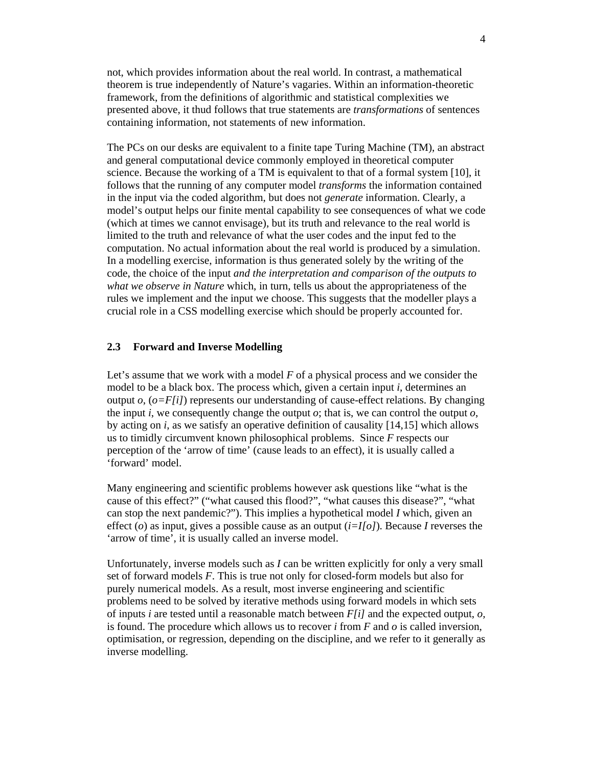not, which provides information about the real world. In contrast, a mathematical theorem is true independently of Nature's vagaries. Within an information-theoretic framework, from the definitions of algorithmic and statistical complexities we presented above, it thud follows that true statements are *transformations* of sentences containing information, not statements of new information.

The PCs on our desks are equivalent to a finite tape Turing Machine (TM), an abstract and general computational device commonly employed in theoretical computer science. Because the working of a TM is equivalent to that of a formal system [10], it follows that the running of any computer model *transforms* the information contained in the input via the coded algorithm, but does not *generate* information. Clearly, a model's output helps our finite mental capability to see consequences of what we code (which at times we cannot envisage), but its truth and relevance to the real world is limited to the truth and relevance of what the user codes and the input fed to the computation. No actual information about the real world is produced by a simulation. In a modelling exercise, information is thus generated solely by the writing of the code, the choice of the input *and the interpretation and comparison of the outputs to what we observe in Nature* which, in turn, tells us about the appropriateness of the rules we implement and the input we choose. This suggests that the modeller plays a crucial role in a CSS modelling exercise which should be properly accounted for.

### 2.3 Forward and Inverse Modelling

Let's assume that we work with a model $F$ of a physical process and we consider the model to be a black box. The process which, given a certain input $i$, determines an output $o$, ($o=F[i]$) represents our understanding of cause-effect relations. By changing the input $i$, we consequently change the output $o$; that is, we can control the output $o$, by acting on $i$, as we satisfy an operative definition of causality [14,15] which allows us to timidly circumvent known philosophical problems. Since $F$ respects our perception of the 'arrow of time' (cause leads to an effect), it is usually called a 'forward' model.

Many engineering and scientific problems however ask questions like "what is the cause of this effect?" ("what caused this flood?", "what causes this disease?", "what can stop the next pandemic?"). This implies a hypothetical model $I$ which, given an effect ($o$) as input, gives a possible cause as an output ($i=I[o]$). Because $I$ reverses the 'arrow of time', it is usually called an inverse model.

Unfortunately, inverse models such as $I$ can be written explicitly for only a very small set of forward models $F$. This is true not only for closed-form models but also for purely numerical models. As a result, most inverse engineering and scientific problems need to be solved by iterative methods using forward models in which sets of inputs $i$ are tested until a reasonable match between $F[i]$ and the expected output, $o$, is found. The procedure which allows us to recover $i$ from $F$ and $o$ is called inversion, optimisation, or regression, depending on the discipline, and we refer to it generally as inverse modelling.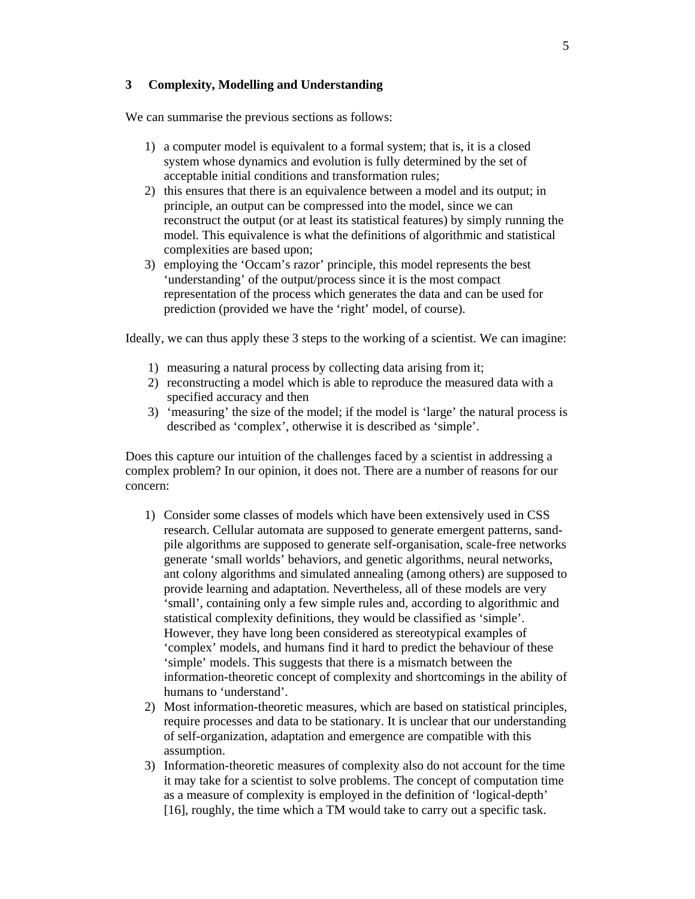## 3 Complexity, Modelling and Understanding

We can summarise the previous sections as follows:

1) a computer model is equivalent to a formal system; that is, it is a closed system whose dynamics and evolution is fully determined by the set of acceptable initial conditions and transformation rules;
2) this ensures that there is an equivalence between a model and its output; in principle, an output can be compressed into the model, since we can reconstruct the output (or at least its statistical features) by simply running the model. This equivalence is what the definitions of algorithmic and statistical complexities are based upon;
3) employing the 'Occam's razor' principle, this model represents the best 'understanding' of the output/process since it is the most compact representation of the process which generates the data and can be used for prediction (provided we have the 'right' model, of course).

Ideally, we can thus apply these 3 steps to the working of a scientist. We can imagine:

1) measuring a natural process by collecting data arising from it;
2) reconstructing a model which is able to reproduce the measured data with a specified accuracy and then
3) 'measuring' the size of the model; if the model is 'large' the natural process is described as 'complex', otherwise it is described as 'simple'.

Does this capture our intuition of the challenges faced by a scientist in addressing a complex problem? In our opinion, it does not. There are a number of reasons for our concern:

1) Consider some classes of models which have been extensively used in CSS research. Cellular automata are supposed to generate emergent patterns, sand-pile algorithms are supposed to generate self-organisation, scale-free networks generate 'small worlds' behaviors, and genetic algorithms, neural networks, ant colony algorithms and simulated annealing (among others) are supposed to provide learning and adaptation. Nevertheless, all of these models are very 'small', containing only a few simple rules and, according to algorithmic and statistical complexity definitions, they would be classified as 'simple'. However, they have long been considered as stereotypical examples of 'complex' models, and humans find it hard to predict the behaviour of these 'simple' models. This suggests that there is a mismatch between the information-theoretic concept of complexity and shortcomings in the ability of humans to 'understand'.
2) Most information-theoretic measures, which are based on statistical principles, require processes and data to be stationary. It is unclear that our understanding of self-organization, adaptation and emergence are compatible with this assumption.
3) Information-theoretic measures of complexity also do not account for the time it may take for a scientist to solve problems. The concept of computation time as a measure of complexity is employed in the definition of 'logical-depth' [16], roughly, the time which a TM would take to carry out a specific task.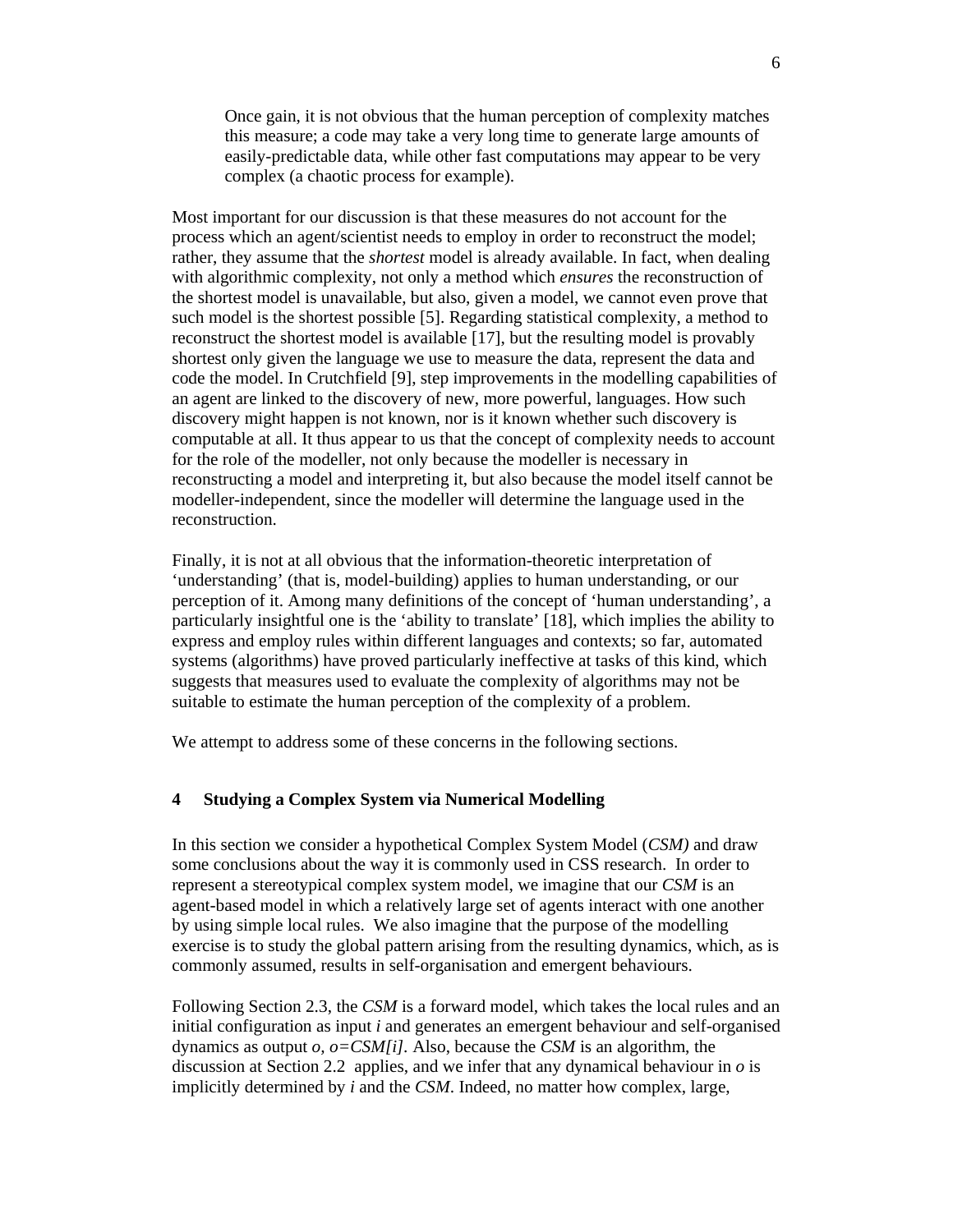> Once gain, it is not obvious that the human perception of complexity matches this measure; a code may take a very long time to generate large amounts of easily-predictable data, while other fast computations may appear to be very complex (a chaotic process for example).

Most important for our discussion is that these measures do not account for the process which an agent/scientist needs to employ in order to reconstruct the model; rather, they assume that the *shortest* model is already available. In fact, when dealing with algorithmic complexity, not only a method which *ensures* the reconstruction of the shortest model is unavailable, but also, given a model, we cannot even prove that such model is the shortest possible [5]. Regarding statistical complexity, a method to reconstruct the shortest model is available [17], but the resulting model is provably shortest only given the language we use to measure the data, represent the data and code the model. In Crutchfield [9], step improvements in the modelling capabilities of an agent are linked to the discovery of new, more powerful, languages. How such discovery might happen is not known, nor is it known whether such discovery is computable at all. It thus appear to us that the concept of complexity needs to account for the role of the modeller, not only because the modeller is necessary in reconstructing a model and interpreting it, but also because the model itself cannot be modeller-independent, since the modeller will determine the language used in the reconstruction.

Finally, it is not at all obvious that the information-theoretic interpretation of 'understanding' (that is, model-building) applies to human understanding, or our perception of it. Among many definitions of the concept of 'human understanding', a particularly insightful one is the 'ability to translate' [18], which implies the ability to express and employ rules within different languages and contexts; so far, automated systems (algorithms) have proved particularly ineffective at tasks of this kind, which suggests that measures used to evaluate the complexity of algorithms may not be suitable to estimate the human perception of the complexity of a problem.

We attempt to address some of these concerns in the following sections.

## 4 Studying a Complex System via Numerical Modelling

In this section we consider a hypothetical Complex System Model (*CSM)* and draw some conclusions about the way it is commonly used in CSS research. In order to represent a stereotypical complex system model, we imagine that our *CSM* is an agent-based model in which a relatively large set of agents interact with one another by using simple local rules. We also imagine that the purpose of the modelling exercise is to study the global pattern arising from the resulting dynamics, which, as is commonly assumed, results in self-organisation and emergent behaviours.

Following Section 2.3, the *CSM* is a forward model, which takes the local rules and an initial configuration as input *i* and generates an emergent behaviour and self-organised dynamics as output *o*, $o=CSM[i]$. Also, because the *CSM* is an algorithm, the discussion at Section 2.2 applies, and we infer that any dynamical behaviour in *o* is implicitly determined by *i* and the *CSM*. Indeed, no matter how complex, large,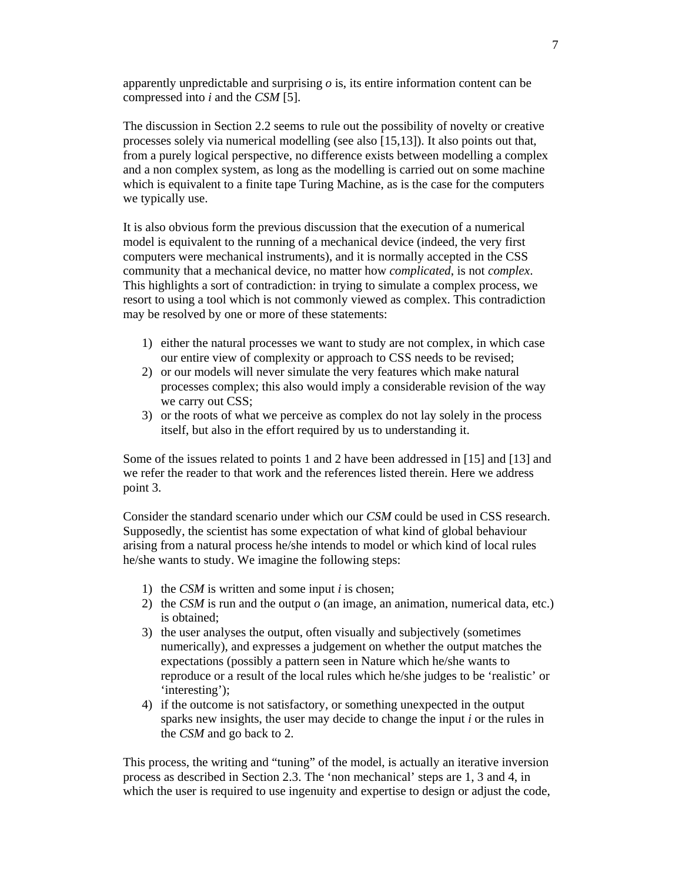apparently unpredictable and surprising *o* is, its entire information content can be compressed into *i* and the *CSM* [5].

The discussion in Section 2.2 seems to rule out the possibility of novelty or creative processes solely via numerical modelling (see also [15,13]). It also points out that, from a purely logical perspective, no difference exists between modelling a complex and a non complex system, as long as the modelling is carried out on some machine which is equivalent to a finite tape Turing Machine, as is the case for the computers we typically use.

It is also obvious form the previous discussion that the execution of a numerical model is equivalent to the running of a mechanical device (indeed, the very first computers were mechanical instruments), and it is normally accepted in the CSS community that a mechanical device, no matter how *complicated*, is not *complex*. This highlights a sort of contradiction: in trying to simulate a complex process, we resort to using a tool which is not commonly viewed as complex. This contradiction may be resolved by one or more of these statements:

1) either the natural processes we want to study are not complex, in which case our entire view of complexity or approach to CSS needs to be revised;
2) or our models will never simulate the very features which make natural processes complex; this also would imply a considerable revision of the way we carry out CSS;
3) or the roots of what we perceive as complex do not lay solely in the process itself, but also in the effort required by us to understanding it.

Some of the issues related to points 1 and 2 have been addressed in [15] and [13] and we refer the reader to that work and the references listed therein. Here we address point 3.

Consider the standard scenario under which our *CSM* could be used in CSS research. Supposedly, the scientist has some expectation of what kind of global behaviour arising from a natural process he/she intends to model or which kind of local rules he/she wants to study. We imagine the following steps:

1) the *CSM* is written and some input *i* is chosen;
2) the *CSM* is run and the output *o* (an image, an animation, numerical data, etc.) is obtained;
3) the user analyses the output, often visually and subjectively (sometimes numerically), and expresses a judgement on whether the output matches the expectations (possibly a pattern seen in Nature which he/she wants to reproduce or a result of the local rules which he/she judges to be 'realistic' or 'interesting');
4) if the outcome is not satisfactory, or something unexpected in the output sparks new insights, the user may decide to change the input *i* or the rules in the *CSM* and go back to 2.

This process, the writing and "tuning" of the model, is actually an iterative inversion process as described in Section 2.3. The 'non mechanical' steps are 1, 3 and 4, in which the user is required to use ingenuity and expertise to design or adjust the code,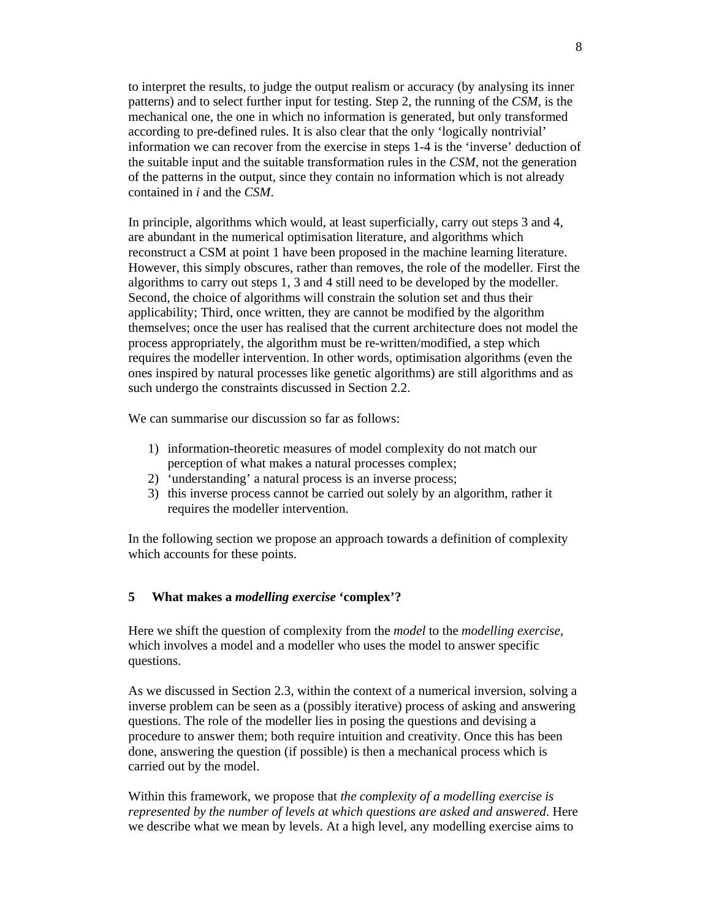to interpret the results, to judge the output realism or accuracy (by analysing its inner patterns) and to select further input for testing. Step 2, the running of the *CSM*, is the mechanical one, the one in which no information is generated, but only transformed according to pre-defined rules. It is also clear that the only 'logically nontrivial' information we can recover from the exercise in steps 1-4 is the 'inverse' deduction of the suitable input and the suitable transformation rules in the *CSM*, not the generation of the patterns in the output, since they contain no information which is not already contained in *i* and the *CSM*.

In principle, algorithms which would, at least superficially, carry out steps 3 and 4, are abundant in the numerical optimisation literature, and algorithms which reconstruct a CSM at point 1 have been proposed in the machine learning literature. However, this simply obscures, rather than removes, the role of the modeller. First the algorithms to carry out steps 1, 3 and 4 still need to be developed by the modeller. Second, the choice of algorithms will constrain the solution set and thus their applicability; Third, once written, they are cannot be modified by the algorithm themselves; once the user has realised that the current architecture does not model the process appropriately, the algorithm must be re-written/modified, a step which requires the modeller intervention. In other words, optimisation algorithms (even the ones inspired by natural processes like genetic algorithms) are still algorithms and as such undergo the constraints discussed in Section 2.2.

We can summarise our discussion so far as follows:

1) information-theoretic measures of model complexity do not match our perception of what makes a natural processes complex;
2) 'understanding' a natural process is an inverse process;
3) this inverse process cannot be carried out solely by an algorithm, rather it requires the modeller intervention.

In the following section we propose an approach towards a definition of complexity which accounts for these points.

## 5 What makes a *modelling exercise* 'complex'?

Here we shift the question of complexity from the *model* to the *modelling exercise*, which involves a model and a modeller who uses the model to answer specific questions.

As we discussed in Section 2.3, within the context of a numerical inversion, solving a inverse problem can be seen as a (possibly iterative) process of asking and answering questions. The role of the modeller lies in posing the questions and devising a procedure to answer them; both require intuition and creativity. Once this has been done, answering the question (if possible) is then a mechanical process which is carried out by the model.

Within this framework, we propose that *the complexity of a modelling exercise is represented by the number of levels at which questions are asked and answered*. Here we describe what we mean by levels. At a high level, any modelling exercise aims to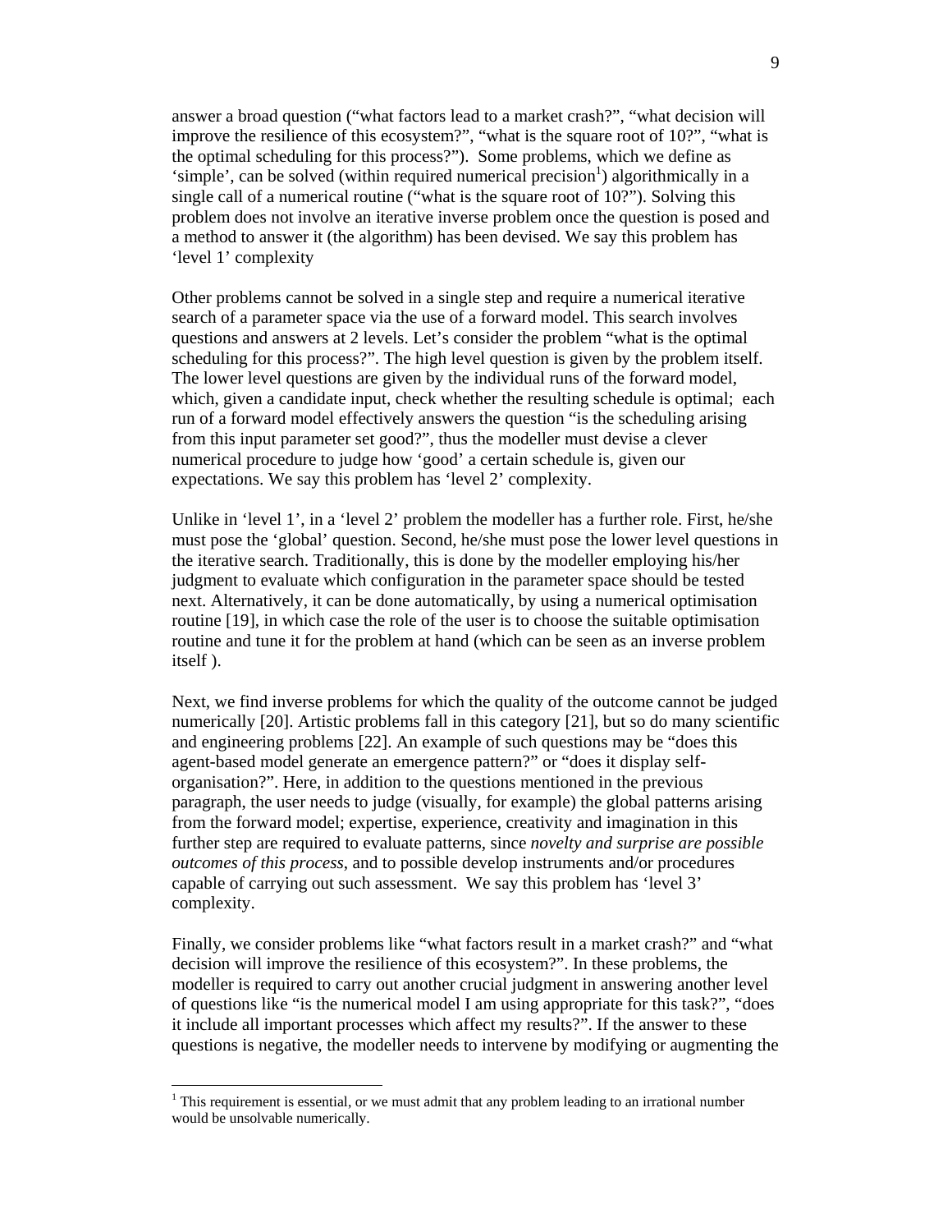answer a broad question ("what factors lead to a market crash?", "what decision will improve the resilience of this ecosystem?", "what is the square root of 10?", "what is the optimal scheduling for this process?"). Some problems, which we define as 'simple', can be solved (within required numerical precision[1]) algorithmically in a single call of a numerical routine ("what is the square root of 10?"). Solving this problem does not involve an iterative inverse problem once the question is posed and a method to answer it (the algorithm) has been devised. We say this problem has 'level 1' complexity

Other problems cannot be solved in a single step and require a numerical iterative search of a parameter space via the use of a forward model. This search involves questions and answers at 2 levels. Let's consider the problem "what is the optimal scheduling for this process?". The high level question is given by the problem itself. The lower level questions are given by the individual runs of the forward model, which, given a candidate input, check whether the resulting schedule is optimal; each run of a forward model effectively answers the question "is the scheduling arising from this input parameter set good?", thus the modeller must devise a clever numerical procedure to judge how 'good' a certain schedule is, given our expectations. We say this problem has 'level 2' complexity.

Unlike in 'level 1', in a 'level 2' problem the modeller has a further role. First, he/she must pose the 'global' question. Second, he/she must pose the lower level questions in the iterative search. Traditionally, this is done by the modeller employing his/her judgment to evaluate which configuration in the parameter space should be tested next. Alternatively, it can be done automatically, by using a numerical optimisation routine [19], in which case the role of the user is to choose the suitable optimisation routine and tune it for the problem at hand (which can be seen as an inverse problem itself ).

Next, we find inverse problems for which the quality of the outcome cannot be judged numerically [20]. Artistic problems fall in this category [21], but so do many scientific and engineering problems [22]. An example of such questions may be "does this agent-based model generate an emergence pattern?" or "does it display self-organisation?". Here, in addition to the questions mentioned in the previous paragraph, the user needs to judge (visually, for example) the global patterns arising from the forward model; expertise, experience, creativity and imagination in this further step are required to evaluate patterns, since *novelty and surprise are possible outcomes of this process*, and to possible develop instruments and/or procedures capable of carrying out such assessment. We say this problem has 'level 3' complexity.

Finally, we consider problems like "what factors result in a market crash?" and "what decision will improve the resilience of this ecosystem?". In these problems, the modeller is required to carry out another crucial judgment in answering another level of questions like "is the numerical model I am using appropriate for this task?", "does it include all important processes which affect my results?". If the answer to these questions is negative, the modeller needs to intervene by modifying or augmenting the

[1] This requirement is essential, or we must admit that any problem leading to an irrational number would be unsolvable numerically.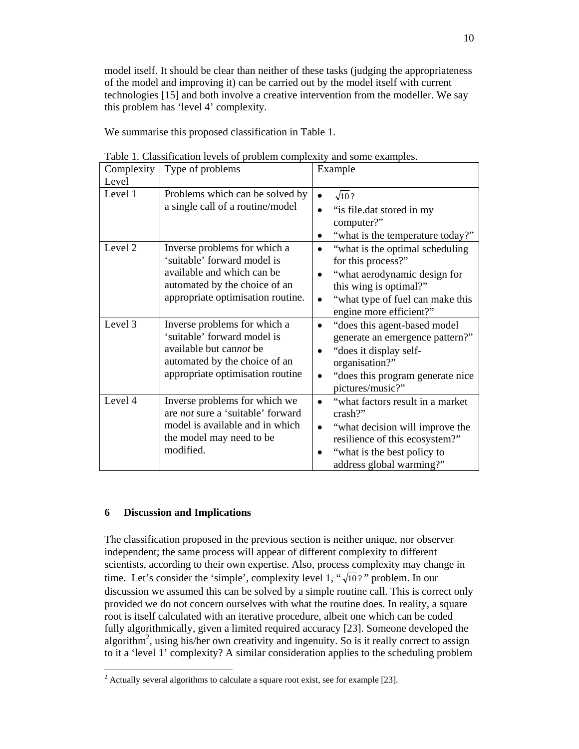model itself. It should be clear than neither of these tasks (judging the appropriateness of the model and improving it) can be carried out by the model itself with current technologies [15] and both involve a creative intervention from the modeller. We say this problem has 'level 4' complexity.

We summarise this proposed classification in Table 1.

Table 1. Classification levels of problem complexity and some examples.

| Complexity Level | Type of problems | Example |
|---|---|---|
| Level 1 | Problems which can be solved by a single call of a routine/model | • $\sqrt{10}$? <br> • "is file.dat stored in my computer?" <br> • "what is the temperature today?" |
| Level 2 | Inverse problems for which a 'suitable' forward model is available and which can be automated by the choice of an appropriate optimisation routine. | • "what is the optimal scheduling for this process?" <br> • "what aerodynamic design for this wing is optimal?" <br> • "what type of fuel can make this engine more efficient?" |
| Level 3 | Inverse problems for which a 'suitable' forward model is available but can*not* be automated by the choice of an appropriate optimisation routine | • "does this agent-based model generate an emergence pattern?" <br> • "does it display self-organisation?" <br> • "does this program generate nice pictures/music?" |
| Level 4 | Inverse problems for which we are *not* sure a 'suitable' forward model is available and in which the model may need to be modified. | • "what factors result in a market crash?" <br> • "what decision will improve the resilience of this ecosystem?" <br> • "what is the best policy to address global warming?" |

## 6 Discussion and Implications

The classification proposed in the previous section is neither unique, nor observer independent; the same process will appear of different complexity to different scientists, according to their own expertise. Also, process complexity may change in time. Let's consider the 'simple', complexity level 1, "$\sqrt{10}$?" problem. In our discussion we assumed this can be solved by a simple routine call. This is correct only provided we do not concern ourselves with what the routine does. In reality, a square root is itself calculated with an iterative procedure, albeit one which can be coded fully algorithmically, given a limited required accuracy [23]. Someone developed the algorithm[2], using his/her own creativity and ingenuity. So is it really correct to assign to it a 'level 1' complexity? A similar consideration applies to the scheduling problem

[2] Actually several algorithms to calculate a square root exist, see for example [23].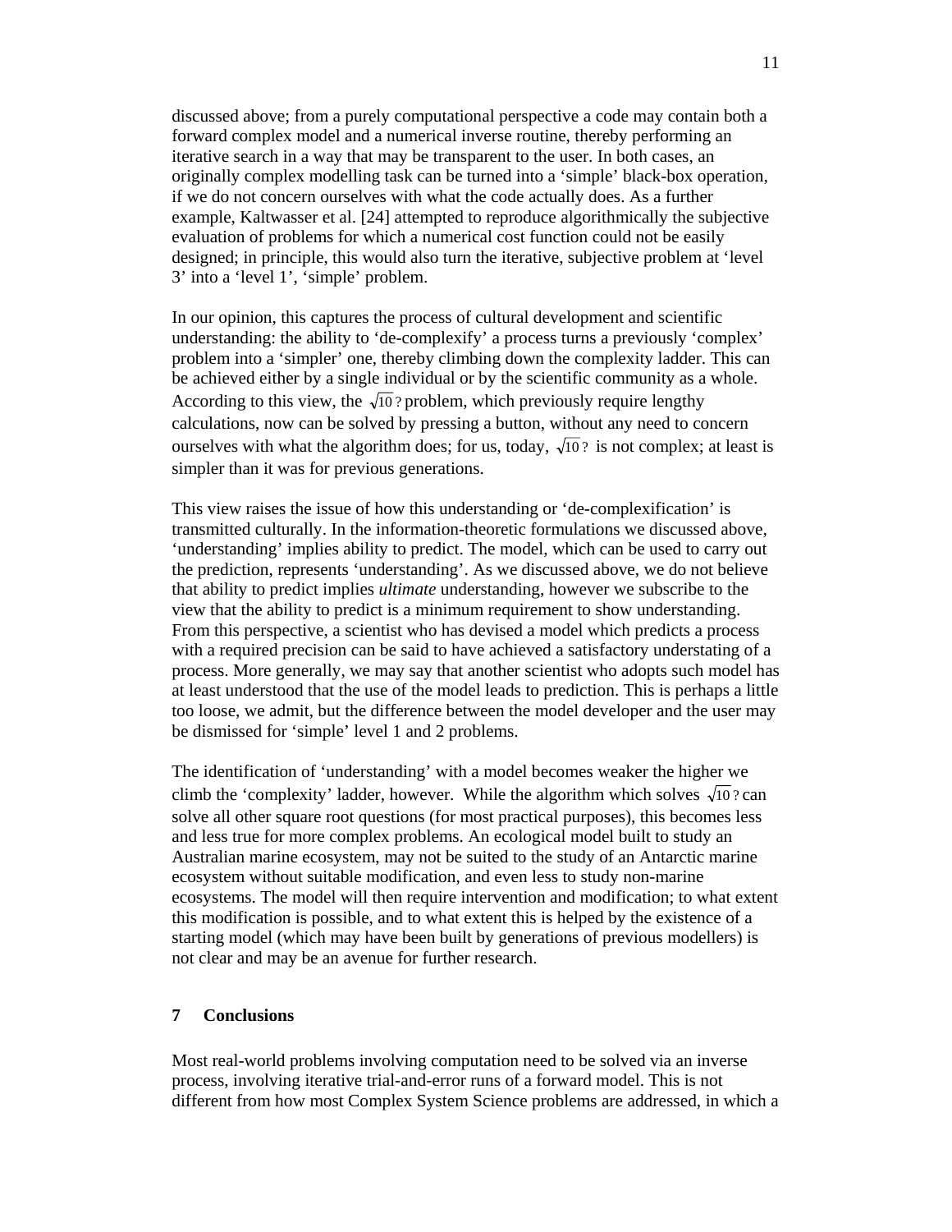discussed above; from a purely computational perspective a code may contain both a forward complex model and a numerical inverse routine, thereby performing an iterative search in a way that may be transparent to the user. In both cases, an originally complex modelling task can be turned into a 'simple' black-box operation, if we do not concern ourselves with what the code actually does. As a further example, Kaltwasser et al. [24] attempted to reproduce algorithmically the subjective evaluation of problems for which a numerical cost function could not be easily designed; in principle, this would also turn the iterative, subjective problem at 'level 3' into a 'level 1', 'simple' problem.

In our opinion, this captures the process of cultural development and scientific understanding: the ability to 'de-complexify' a process turns a previously 'complex' problem into a 'simpler' one, thereby climbing down the complexity ladder. This can be achieved either by a single individual or by the scientific community as a whole. According to this view, the $\sqrt{10}\,?$ problem, which previously require lengthy calculations, now can be solved by pressing a button, without any need to concern ourselves with what the algorithm does; for us, today, $\sqrt{10}\,?$ is not complex; at least is simpler than it was for previous generations.

This view raises the issue of how this understanding or 'de-complexification' is transmitted culturally. In the information-theoretic formulations we discussed above, 'understanding' implies ability to predict. The model, which can be used to carry out the prediction, represents 'understanding'. As we discussed above, we do not believe that ability to predict implies *ultimate* understanding, however we subscribe to the view that the ability to predict is a minimum requirement to show understanding. From this perspective, a scientist who has devised a model which predicts a process with a required precision can be said to have achieved a satisfactory understating of a process. More generally, we may say that another scientist who adopts such model has at least understood that the use of the model leads to prediction. This is perhaps a little too loose, we admit, but the difference between the model developer and the user may be dismissed for 'simple' level 1 and 2 problems.

The identification of 'understanding' with a model becomes weaker the higher we climb the 'complexity' ladder, however. While the algorithm which solves $\sqrt{10}\,?$ can solve all other square root questions (for most practical purposes), this becomes less and less true for more complex problems. An ecological model built to study an Australian marine ecosystem, may not be suited to the study of an Antarctic marine ecosystem without suitable modification, and even less to study non-marine ecosystems. The model will then require intervention and modification; to what extent this modification is possible, and to what extent this is helped by the existence of a starting model (which may have been built by generations of previous modellers) is not clear and may be an avenue for further research.

## 7 Conclusions

Most real-world problems involving computation need to be solved via an inverse process, involving iterative trial-and-error runs of a forward model. This is not different from how most Complex System Science problems are addressed, in which a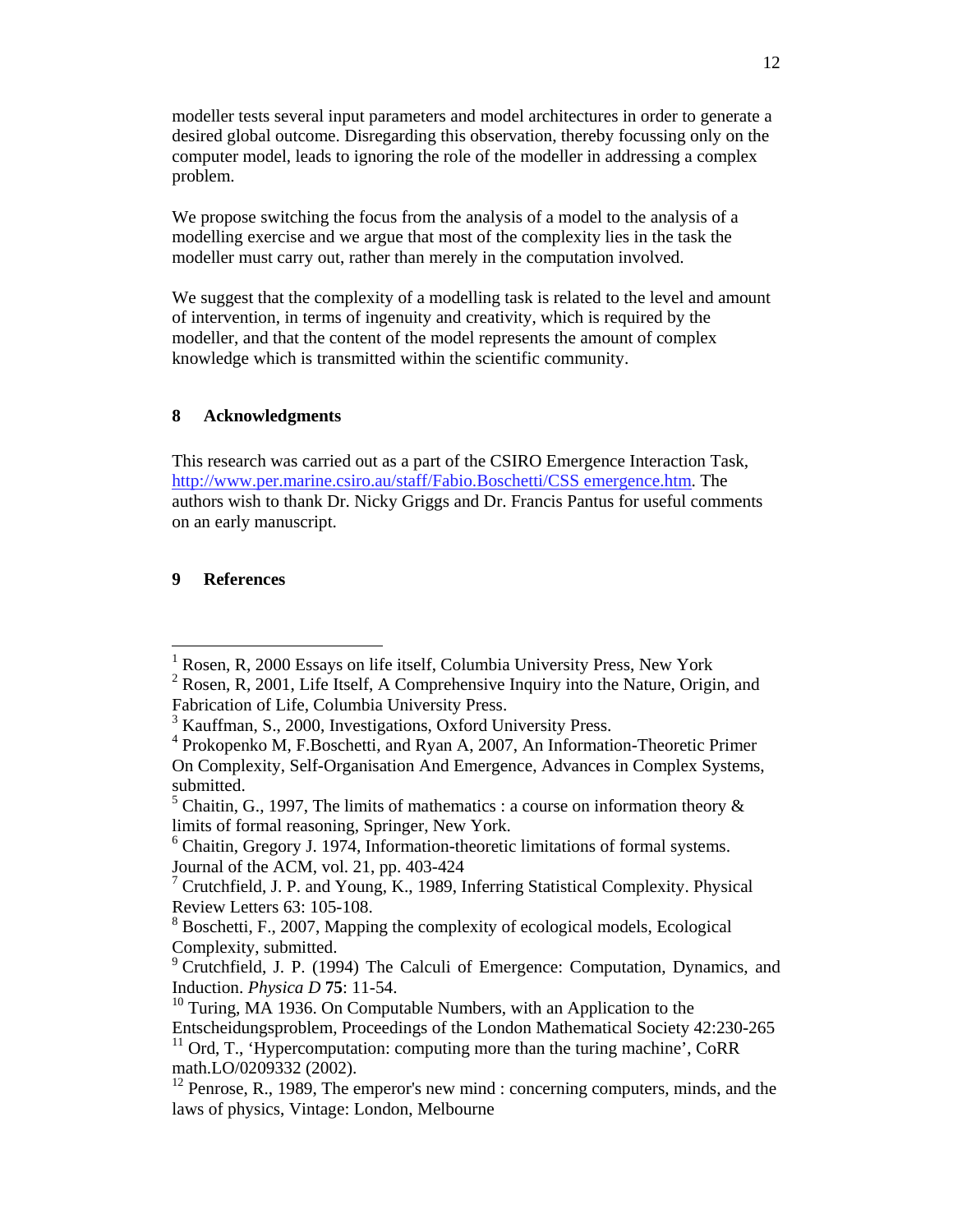modeller tests several input parameters and model architectures in order to generate a desired global outcome. Disregarding this observation, thereby focussing only on the computer model, leads to ignoring the role of the modeller in addressing a complex problem.

We propose switching the focus from the analysis of a model to the analysis of a modelling exercise and we argue that most of the complexity lies in the task the modeller must carry out, rather than merely in the computation involved.

We suggest that the complexity of a modelling task is related to the level and amount of intervention, in terms of ingenuity and creativity, which is required by the modeller, and that the content of the model represents the amount of complex knowledge which is transmitted within the scientific community.

## 8 Acknowledgments

This research was carried out as a part of the CSIRO Emergence Interaction Task, http://www.per.marine.csiro.au/staff/Fabio.Boschetti/CSS emergence.htm. The authors wish to thank Dr. Nicky Griggs and Dr. Francis Pantus for useful comments on an early manuscript.

## 9 References

---

[1] Rosen, R, 2000 Essays on life itself, Columbia University Press, New York

[2] Rosen, R, 2001, Life Itself, A Comprehensive Inquiry into the Nature, Origin, and Fabrication of Life, Columbia University Press.

[3] Kauffman, S., 2000, Investigations, Oxford University Press.

[4] Prokopenko M, F.Boschetti, and Ryan A, 2007, An Information-Theoretic Primer On Complexity, Self-Organisation And Emergence, Advances in Complex Systems, submitted.

[5] Chaitin, G., 1997, The limits of mathematics : a course on information theory & limits of formal reasoning, Springer, New York.

[6] Chaitin, Gregory J. 1974, Information-theoretic limitations of formal systems. Journal of the ACM, vol. 21, pp. 403-424

[7] Crutchfield, J. P. and Young, K., 1989, Inferring Statistical Complexity. Physical Review Letters 63: 105-108.

[8] Boschetti, F., 2007, Mapping the complexity of ecological models, Ecological Complexity, submitted.

[9] Crutchfield, J. P. (1994) The Calculi of Emergence: Computation, Dynamics, and Induction. *Physica D* **75**: 11-54.

[10] Turing, MA 1936. On Computable Numbers, with an Application to the Entscheidungsproblem, Proceedings of the London Mathematical Society 42:230-265

[11] Ord, T., 'Hypercomputation: computing more than the turing machine', CoRR math.LO/0209332 (2002).

[12] Penrose, R., 1989, The emperor's new mind : concerning computers, minds, and the laws of physics, Vintage: London, Melbourne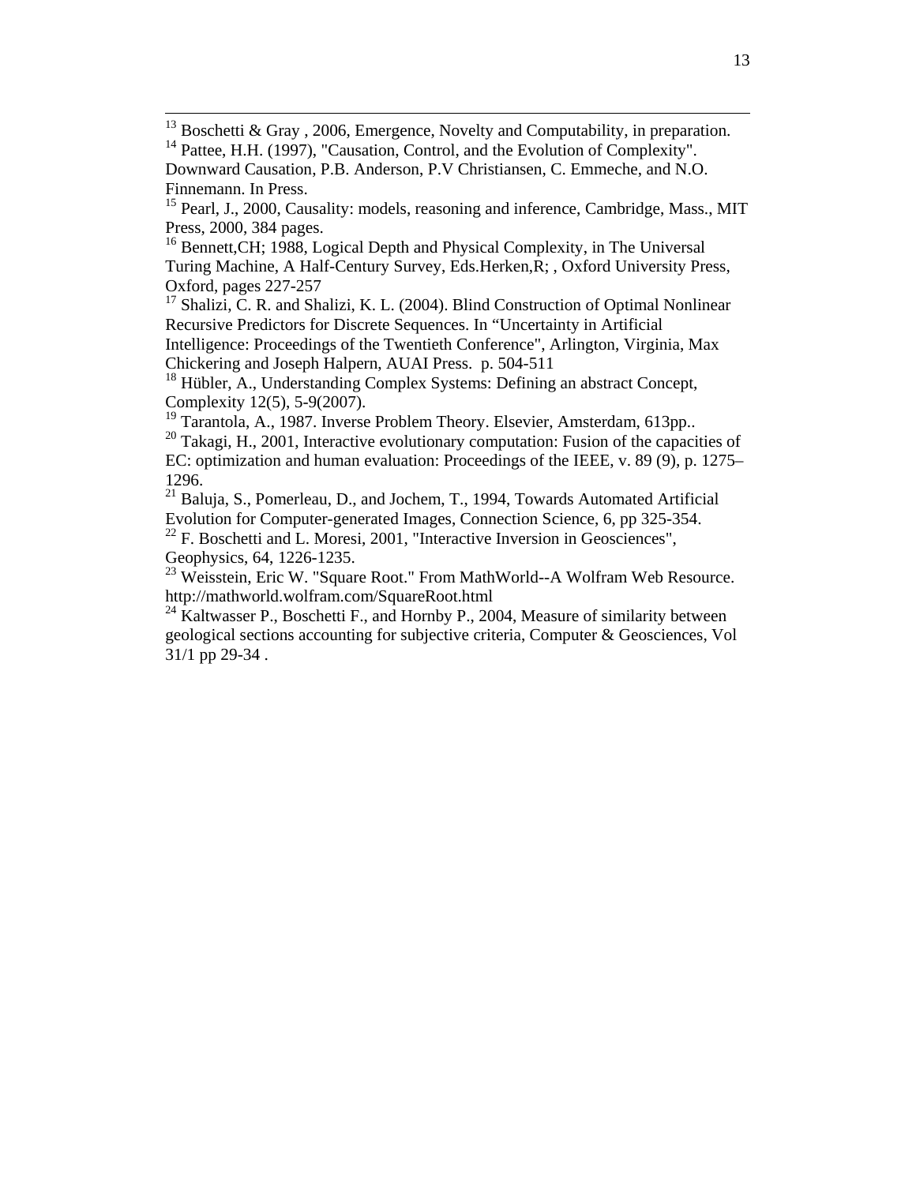[13] Boschetti & Gray , 2006, Emergence, Novelty and Computability, in preparation.

[14] Pattee, H.H. (1997), "Causation, Control, and the Evolution of Complexity". Downward Causation, P.B. Anderson, P.V Christiansen, C. Emmeche, and N.O. Finnemann. In Press.

[15] Pearl, J., 2000, Causality: models, reasoning and inference, Cambridge, Mass., MIT Press, 2000, 384 pages.

[16] Bennett,CH; 1988, Logical Depth and Physical Complexity, in The Universal Turing Machine, A Half-Century Survey, Eds.Herken,R; , Oxford University Press, Oxford, pages 227-257

[17] Shalizi, C. R. and Shalizi, K. L. (2004). Blind Construction of Optimal Nonlinear Recursive Predictors for Discrete Sequences. In “Uncertainty in Artificial Intelligence: Proceedings of the Twentieth Conference", Arlington, Virginia, Max Chickering and Joseph Halpern, AUAI Press. p. 504-511

[18] Hübler, A., Understanding Complex Systems: Defining an abstract Concept, Complexity 12(5), 5-9(2007).

[19] Tarantola, A., 1987. Inverse Problem Theory. Elsevier, Amsterdam, 613pp..

[20] Takagi, H., 2001, Interactive evolutionary computation: Fusion of the capacities of EC: optimization and human evaluation: Proceedings of the IEEE, v. 89 (9), p. 1275–1296.

[21] Baluja, S., Pomerleau, D., and Jochem, T., 1994, Towards Automated Artificial Evolution for Computer-generated Images, Connection Science, 6, pp 325-354.

[22] F. Boschetti and L. Moresi, 2001, "Interactive Inversion in Geosciences", Geophysics, 64, 1226-1235.

[23] Weisstein, Eric W. "Square Root." From MathWorld--A Wolfram Web Resource. http://mathworld.wolfram.com/SquareRoot.html

[24] Kaltwasser P., Boschetti F., and Hornby P., 2004, Measure of similarity between geological sections accounting for subjective criteria, Computer & Geosciences, Vol 31/1 pp 29-34 .